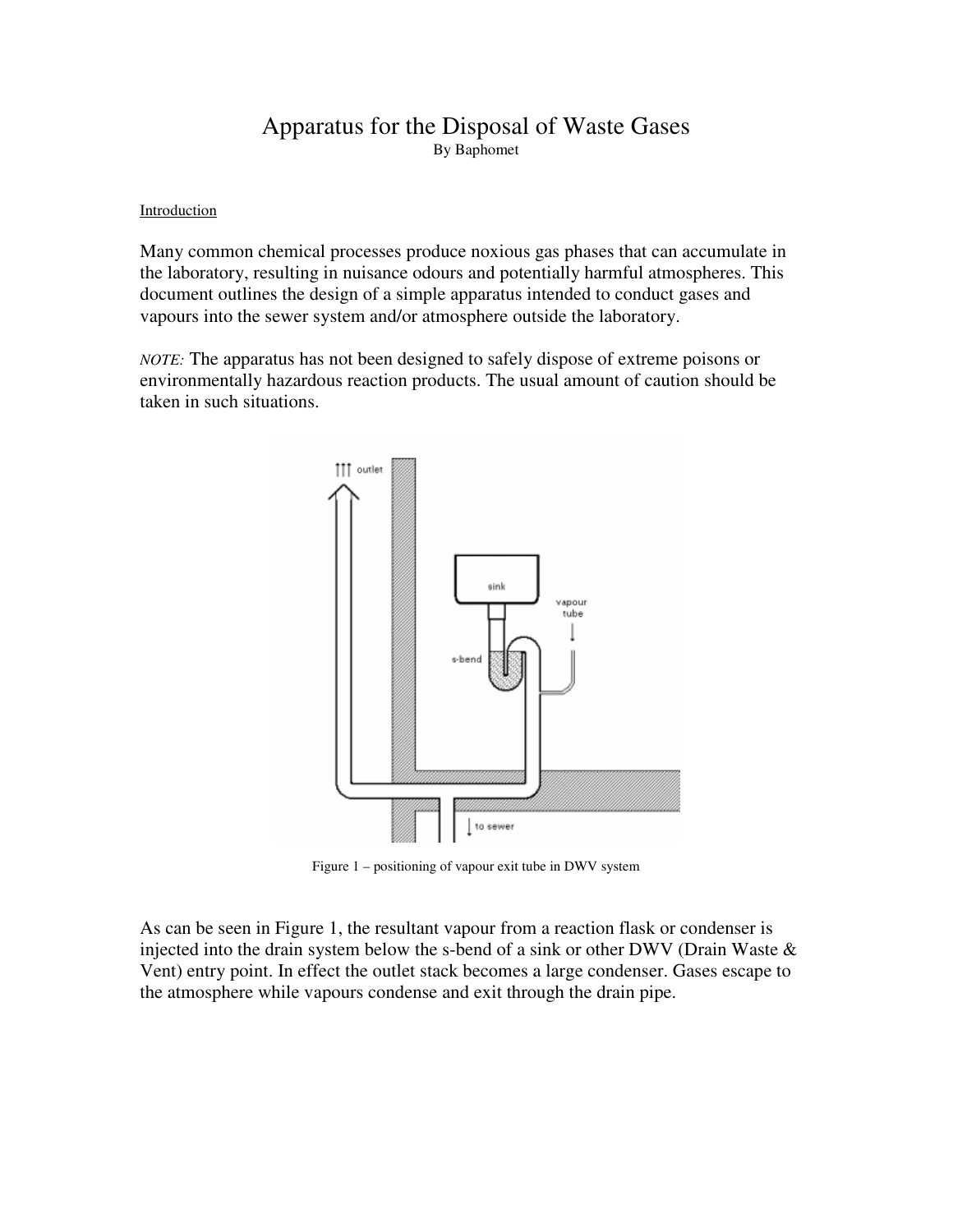# Apparatus for the Disposal of Waste Gases

By Baphomet

Introduction

Many common chemical processes produce noxious gas phases that can accumulate in the laboratory, resulting in nuisance odours and potentially harmful atmospheres. This document outlines the design of a simple apparatus intended to conduct gases and vapours into the sewer system and/or atmosphere outside the laboratory.

*NOTE:* The apparatus has not been designed to safely dispose of extreme poisons or environmentally hazardous reaction products. The usual amount of caution should be taken in such situations.

outlet

sink

vapour tube

s-bend

to sewer

Figure 1 – positioning of vapour exit tube in DWV system

As can be seen in Figure 1, the resultant vapour from a reaction flask or condenser is injected into the drain system below the s-bend of a sink or other DWV (Drain Waste & Vent) entry point. In effect the outlet stack becomes a large condenser. Gases escape to the atmosphere while vapours condense and exit through the drain pipe.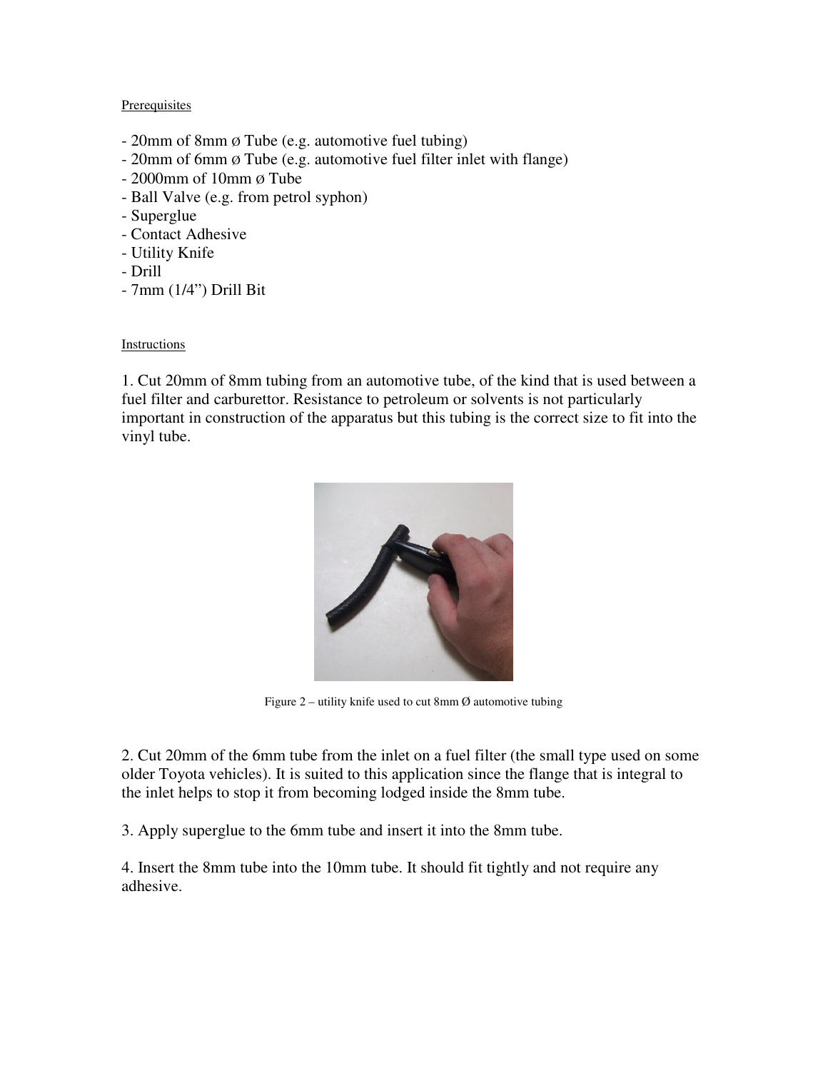Prerequisites

- 20mm of 8mm ø Tube (e.g. automotive fuel tubing)
- 20mm of 6mm ø Tube (e.g. automotive fuel filter inlet with flange)
- 2000mm of 10mm ø Tube
- Ball Valve (e.g. from petrol syphon)
- Superglue
- Contact Adhesive
- Utility Knife
- Drill
- 7mm (1/4") Drill Bit

Instructions

1. Cut 20mm of 8mm tubing from an automotive tube, of the kind that is used between a fuel filter and carburettor. Resistance to petroleum or solvents is not particularly important in construction of the apparatus but this tubing is the correct size to fit into the vinyl tube.

Figure 2 – utility knife used to cut 8mm Ø automotive tubing

2. Cut 20mm of the 6mm tube from the inlet on a fuel filter (the small type used on some older Toyota vehicles). It is suited to this application since the flange that is integral to the inlet helps to stop it from becoming lodged inside the 8mm tube.

3. Apply superglue to the 6mm tube and insert it into the 8mm tube.

4. Insert the 8mm tube into the 10mm tube. It should fit tightly and not require any adhesive.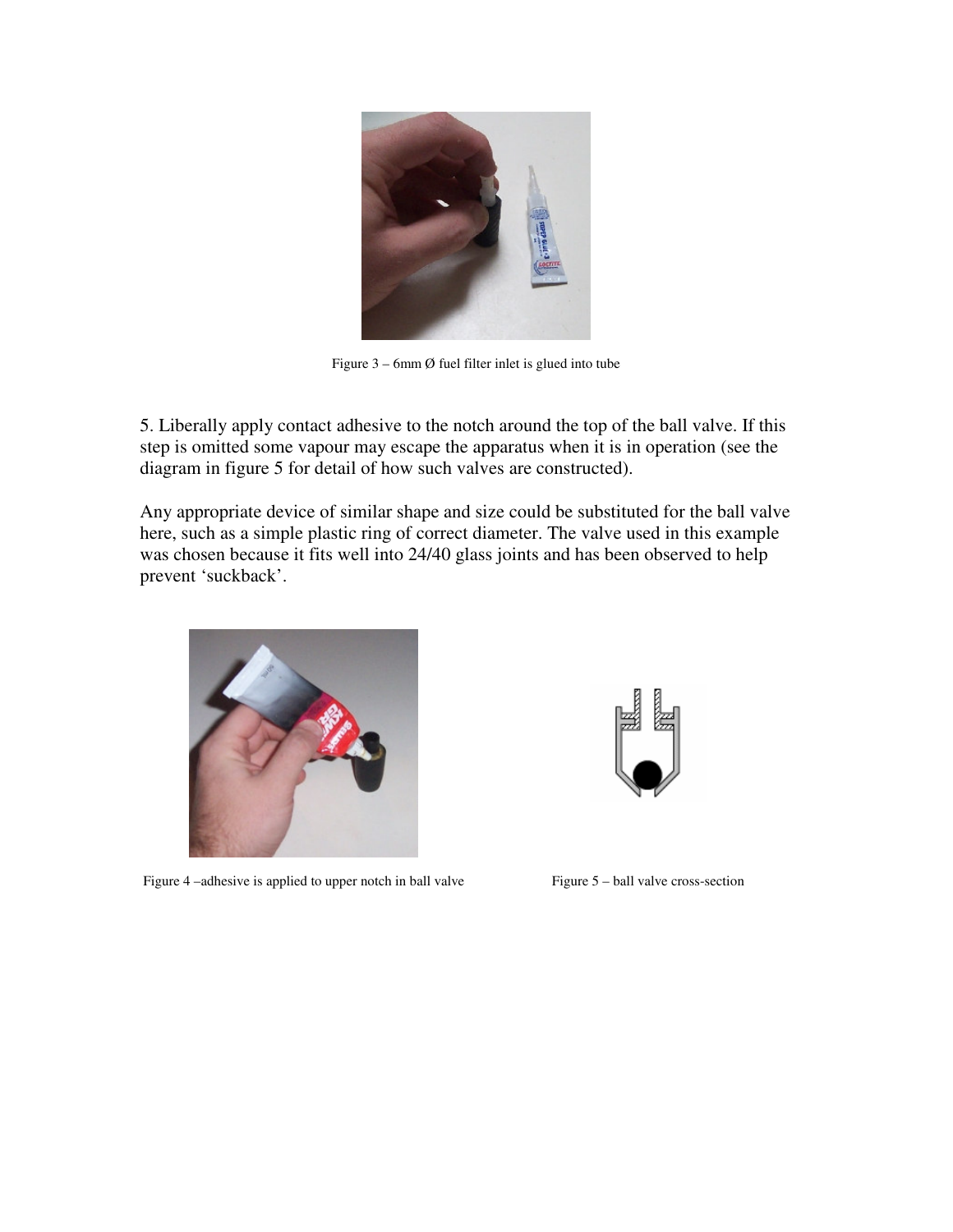Figure 3 – 6mm Ø fuel filter inlet is glued into tube

5. Liberally apply contact adhesive to the notch around the top of the ball valve. If this step is omitted some vapour may escape the apparatus when it is in operation (see the diagram in figure 5 for detail of how such valves are constructed).

Any appropriate device of similar shape and size could be substituted for the ball valve here, such as a simple plastic ring of correct diameter. The valve used in this example was chosen because it fits well into 24/40 glass joints and has been observed to help prevent 'suckback'.

Figure 4 –adhesive is applied to upper notch in ball valve

Figure 5 – ball valve cross-section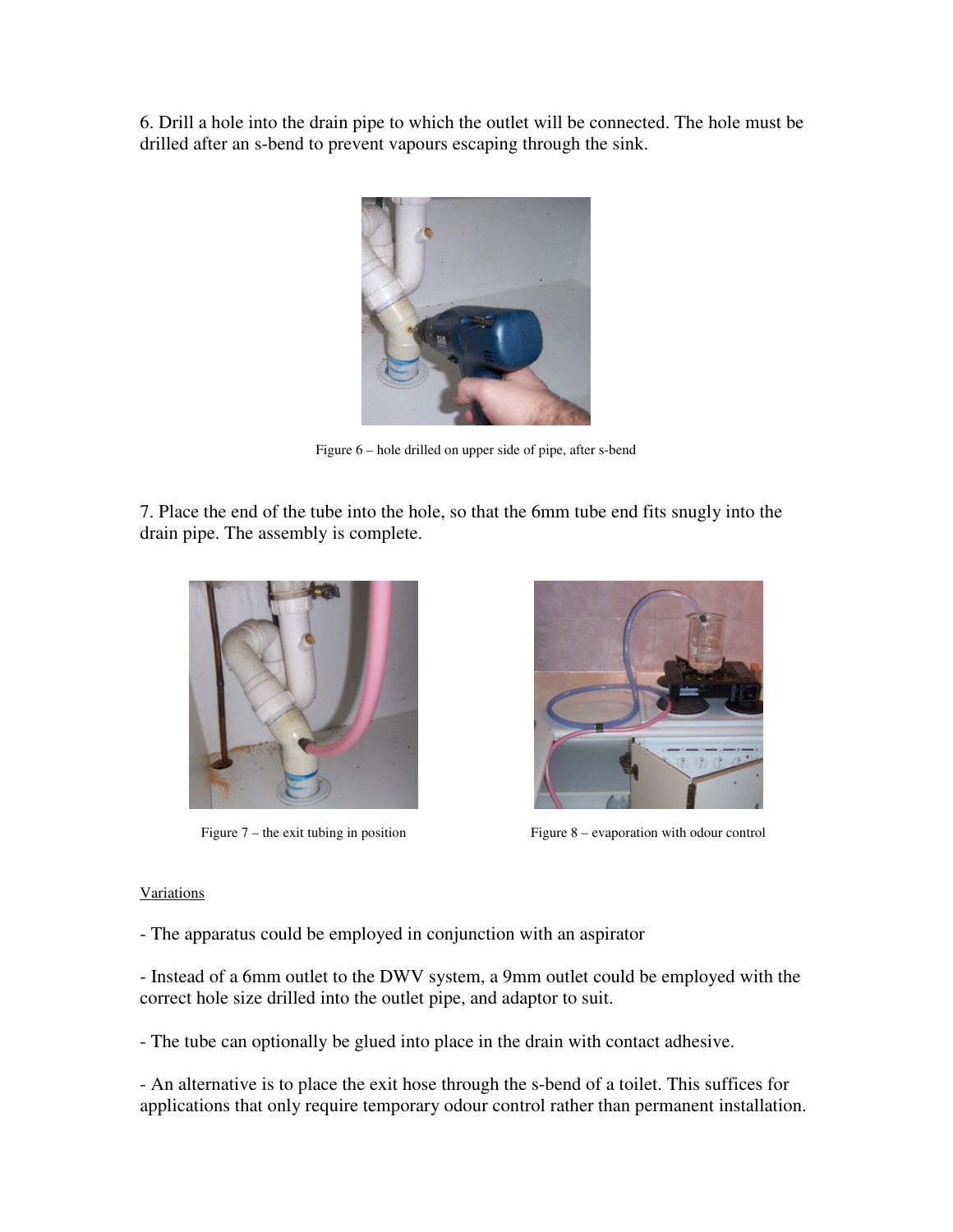6. Drill a hole into the drain pipe to which the outlet will be connected. The hole must be drilled after an s-bend to prevent vapours escaping through the sink.

Figure 6 – hole drilled on upper side of pipe, after s-bend

7. Place the end of the tube into the hole, so that the 6mm tube end fits snugly into the drain pipe. The assembly is complete.

Figure 7 – the exit tubing in position

Figure 8 – evaporation with odour control

<u>Variations</u>

- The apparatus could be employed in conjunction with an aspirator

- Instead of a 6mm outlet to the DWV system, a 9mm outlet could be employed with the correct hole size drilled into the outlet pipe, and adaptor to suit.

- The tube can optionally be glued into place in the drain with contact adhesive.

- An alternative is to place the exit hose through the s-bend of a toilet. This suffices for applications that only require temporary odour control rather than permanent installation.